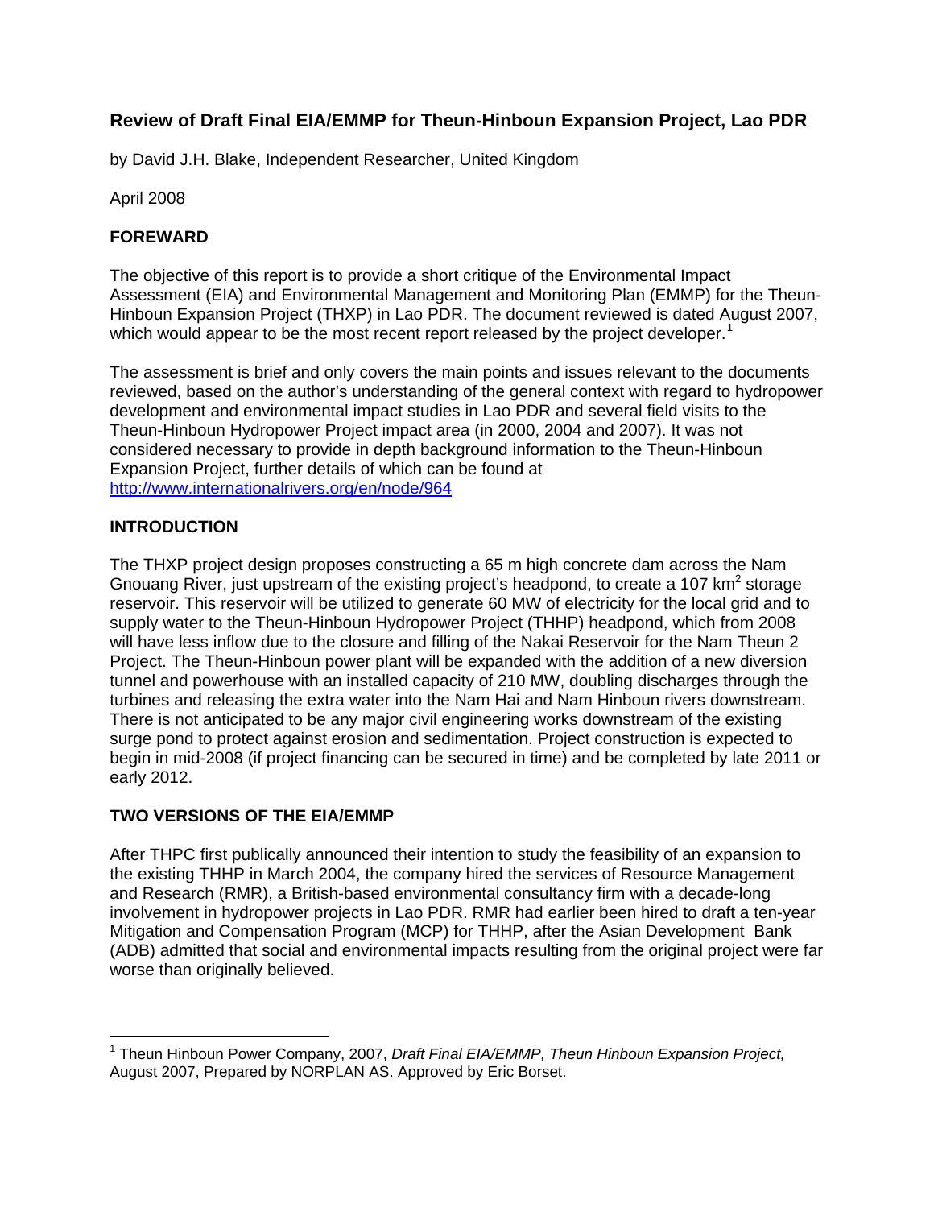# Review of Draft Final EIA/EMMP for Theun-Hinboun Expansion Project, Lao PDR

by David J.H. Blake, Independent Researcher, United Kingdom

April 2008

## FOREWARD

The objective of this report is to provide a short critique of the Environmental Impact Assessment (EIA) and Environmental Management and Monitoring Plan (EMMP) for the Theun-Hinboun Expansion Project (THXP) in Lao PDR. The document reviewed is dated August 2007, which would appear to be the most recent report released by the project developer.[1]

The assessment is brief and only covers the main points and issues relevant to the documents reviewed, based on the author's understanding of the general context with regard to hydropower development and environmental impact studies in Lao PDR and several field visits to the Theun-Hinboun Hydropower Project impact area (in 2000, 2004 and 2007). It was not considered necessary to provide in depth background information to the Theun-Hinboun Expansion Project, further details of which can be found at http://www.internationalrivers.org/en/node/964

## INTRODUCTION

The THXP project design proposes constructing a 65 m high concrete dam across the Nam Gnouang River, just upstream of the existing project's headpond, to create a 107 km$^2$ storage reservoir. This reservoir will be utilized to generate 60 MW of electricity for the local grid and to supply water to the Theun-Hinboun Hydropower Project (THHP) headpond, which from 2008 will have less inflow due to the closure and filling of the Nakai Reservoir for the Nam Theun 2 Project. The Theun-Hinboun power plant will be expanded with the addition of a new diversion tunnel and powerhouse with an installed capacity of 210 MW, doubling discharges through the turbines and releasing the extra water into the Nam Hai and Nam Hinboun rivers downstream. There is not anticipated to be any major civil engineering works downstream of the existing surge pond to protect against erosion and sedimentation. Project construction is expected to begin in mid-2008 (if project financing can be secured in time) and be completed by late 2011 or early 2012.

## TWO VERSIONS OF THE EIA/EMMP

After THPC first publically announced their intention to study the feasibility of an expansion to the existing THHP in March 2004, the company hired the services of Resource Management and Research (RMR), a British-based environmental consultancy firm with a decade-long involvement in hydropower projects in Lao PDR. RMR had earlier been hired to draft a ten-year Mitigation and Compensation Program (MCP) for THHP, after the Asian Development Bank (ADB) admitted that social and environmental impacts resulting from the original project were far worse than originally believed.

[1] Theun Hinboun Power Company, 2007, *Draft Final EIA/EMMP, Theun Hinboun Expansion Project,* August 2007, Prepared by NORPLAN AS. Approved by Eric Borset.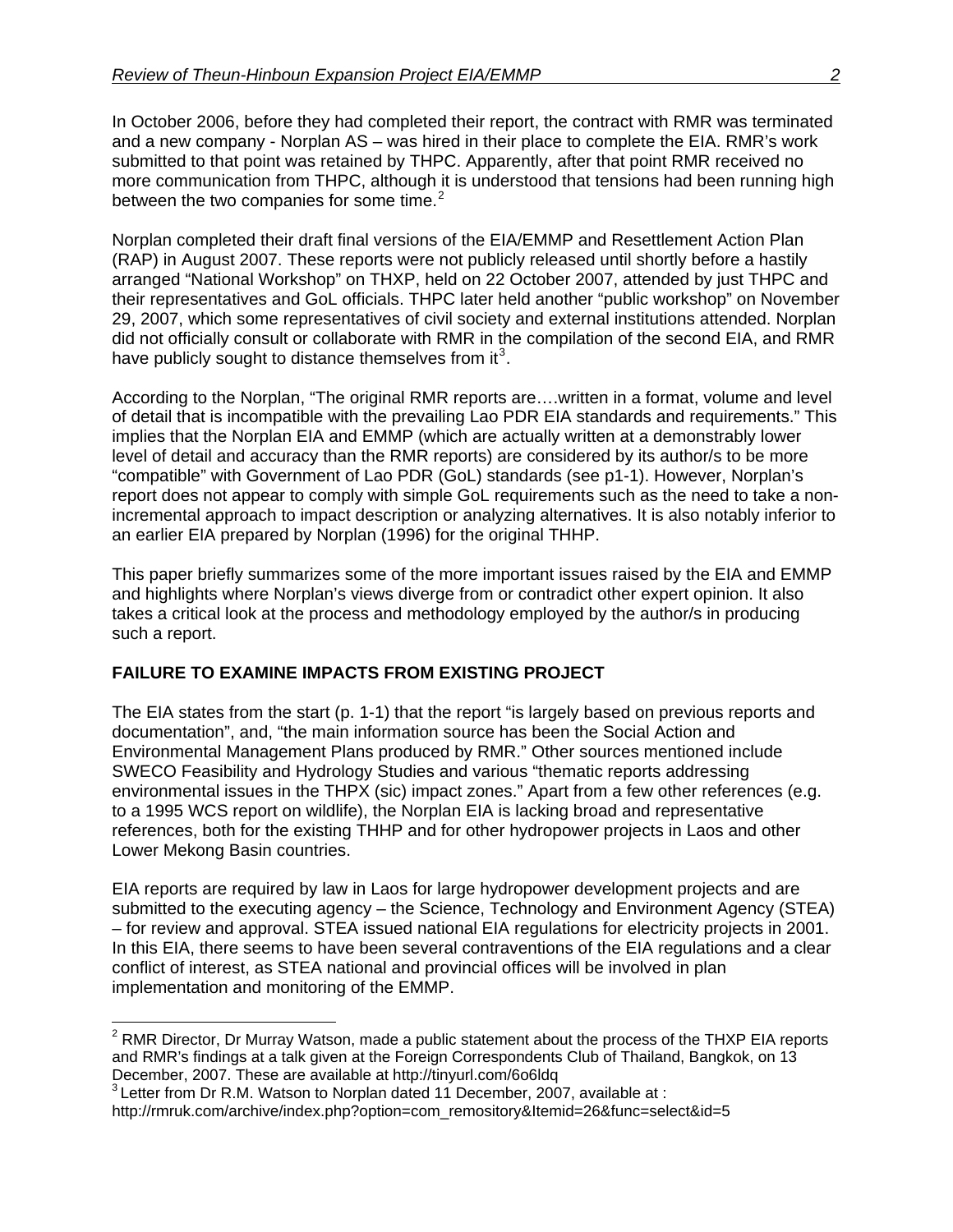In October 2006, before they had completed their report, the contract with RMR was terminated and a new company - Norplan AS – was hired in their place to complete the EIA. RMR's work submitted to that point was retained by THPC. Apparently, after that point RMR received no more communication from THPC, although it is understood that tensions had been running high between the two companies for some time.[2]

Norplan completed their draft final versions of the EIA/EMMP and Resettlement Action Plan (RAP) in August 2007. These reports were not publicly released until shortly before a hastily arranged "National Workshop" on THXP, held on 22 October 2007, attended by just THPC and their representatives and GoL officials. THPC later held another "public workshop" on November 29, 2007, which some representatives of civil society and external institutions attended. Norplan did not officially consult or collaborate with RMR in the compilation of the second EIA, and RMR have publicly sought to distance themselves from it[3].

According to the Norplan, "The original RMR reports are….written in a format, volume and level of detail that is incompatible with the prevailing Lao PDR EIA standards and requirements." This implies that the Norplan EIA and EMMP (which are actually written at a demonstrably lower level of detail and accuracy than the RMR reports) are considered by its author/s to be more "compatible" with Government of Lao PDR (GoL) standards (see p1-1). However, Norplan's report does not appear to comply with simple GoL requirements such as the need to take a non-incremental approach to impact description or analyzing alternatives. It is also notably inferior to an earlier EIA prepared by Norplan (1996) for the original THHP.

This paper briefly summarizes some of the more important issues raised by the EIA and EMMP and highlights where Norplan's views diverge from or contradict other expert opinion. It also takes a critical look at the process and methodology employed by the author/s in producing such a report.

## FAILURE TO EXAMINE IMPACTS FROM EXISTING PROJECT

The EIA states from the start (p. 1-1) that the report "is largely based on previous reports and documentation", and, "the main information source has been the Social Action and Environmental Management Plans produced by RMR." Other sources mentioned include SWECO Feasibility and Hydrology Studies and various "thematic reports addressing environmental issues in the THPX (sic) impact zones." Apart from a few other references (e.g. to a 1995 WCS report on wildlife), the Norplan EIA is lacking broad and representative references, both for the existing THHP and for other hydropower projects in Laos and other Lower Mekong Basin countries.

EIA reports are required by law in Laos for large hydropower development projects and are submitted to the executing agency – the Science, Technology and Environment Agency (STEA) – for review and approval. STEA issued national EIA regulations for electricity projects in 2001. In this EIA, there seems to have been several contraventions of the EIA regulations and a clear conflict of interest, as STEA national and provincial offices will be involved in plan implementation and monitoring of the EMMP.

---

[2] RMR Director, Dr Murray Watson, made a public statement about the process of the THXP EIA reports and RMR's findings at a talk given at the Foreign Correspondents Club of Thailand, Bangkok, on 13 December, 2007. These are available at http://tinyurl.com/6o6ldq

[3] Letter from Dr R.M. Watson to Norplan dated 11 December, 2007, available at : http://rmruk.com/archive/index.php?option=com_remository&Itemid=26&func=select&id=5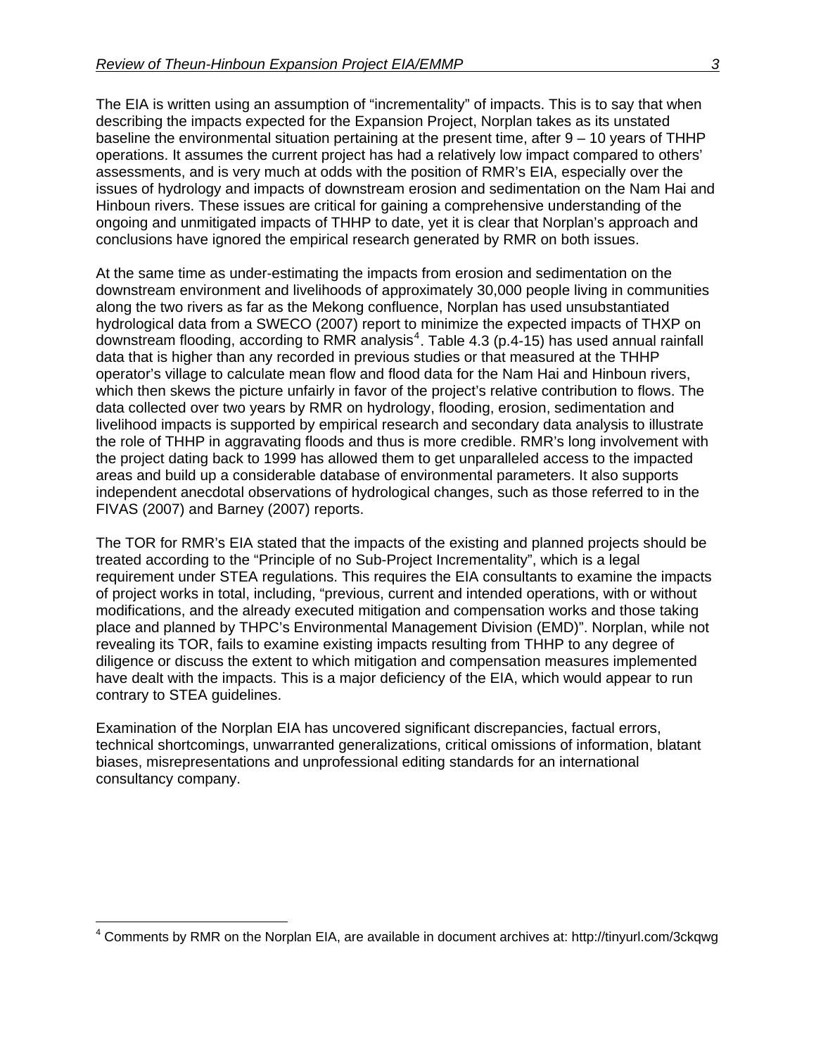The EIA is written using an assumption of “incrementality” of impacts. This is to say that when describing the impacts expected for the Expansion Project, Norplan takes as its unstated baseline the environmental situation pertaining at the present time, after 9 – 10 years of THHP operations. It assumes the current project has had a relatively low impact compared to others' assessments, and is very much at odds with the position of RMR's EIA, especially over the issues of hydrology and impacts of downstream erosion and sedimentation on the Nam Hai and Hinboun rivers. These issues are critical for gaining a comprehensive understanding of the ongoing and unmitigated impacts of THHP to date, yet it is clear that Norplan's approach and conclusions have ignored the empirical research generated by RMR on both issues.

At the same time as under-estimating the impacts from erosion and sedimentation on the downstream environment and livelihoods of approximately 30,000 people living in communities along the two rivers as far as the Mekong confluence, Norplan has used unsubstantiated hydrological data from a SWECO (2007) report to minimize the expected impacts of THXP on downstream flooding, according to RMR analysis[4]. Table 4.3 (p.4-15) has used annual rainfall data that is higher than any recorded in previous studies or that measured at the THHP operator's village to calculate mean flow and flood data for the Nam Hai and Hinboun rivers, which then skews the picture unfairly in favor of the project's relative contribution to flows. The data collected over two years by RMR on hydrology, flooding, erosion, sedimentation and livelihood impacts is supported by empirical research and secondary data analysis to illustrate the role of THHP in aggravating floods and thus is more credible. RMR's long involvement with the project dating back to 1999 has allowed them to get unparalleled access to the impacted areas and build up a considerable database of environmental parameters. It also supports independent anecdotal observations of hydrological changes, such as those referred to in the FIVAS (2007) and Barney (2007) reports.

The TOR for RMR's EIA stated that the impacts of the existing and planned projects should be treated according to the “Principle of no Sub-Project Incrementality”, which is a legal requirement under STEA regulations. This requires the EIA consultants to examine the impacts of project works in total, including, “previous, current and intended operations, with or without modifications, and the already executed mitigation and compensation works and those taking place and planned by THPC's Environmental Management Division (EMD)”. Norplan, while not revealing its TOR, fails to examine existing impacts resulting from THHP to any degree of diligence or discuss the extent to which mitigation and compensation measures implemented have dealt with the impacts. This is a major deficiency of the EIA, which would appear to run contrary to STEA guidelines.

Examination of the Norplan EIA has uncovered significant discrepancies, factual errors, technical shortcomings, unwarranted generalizations, critical omissions of information, blatant biases, misrepresentations and unprofessional editing standards for an international consultancy company.

[4] Comments by RMR on the Norplan EIA, are available in document archives at: http://tinyurl.com/3ckqwg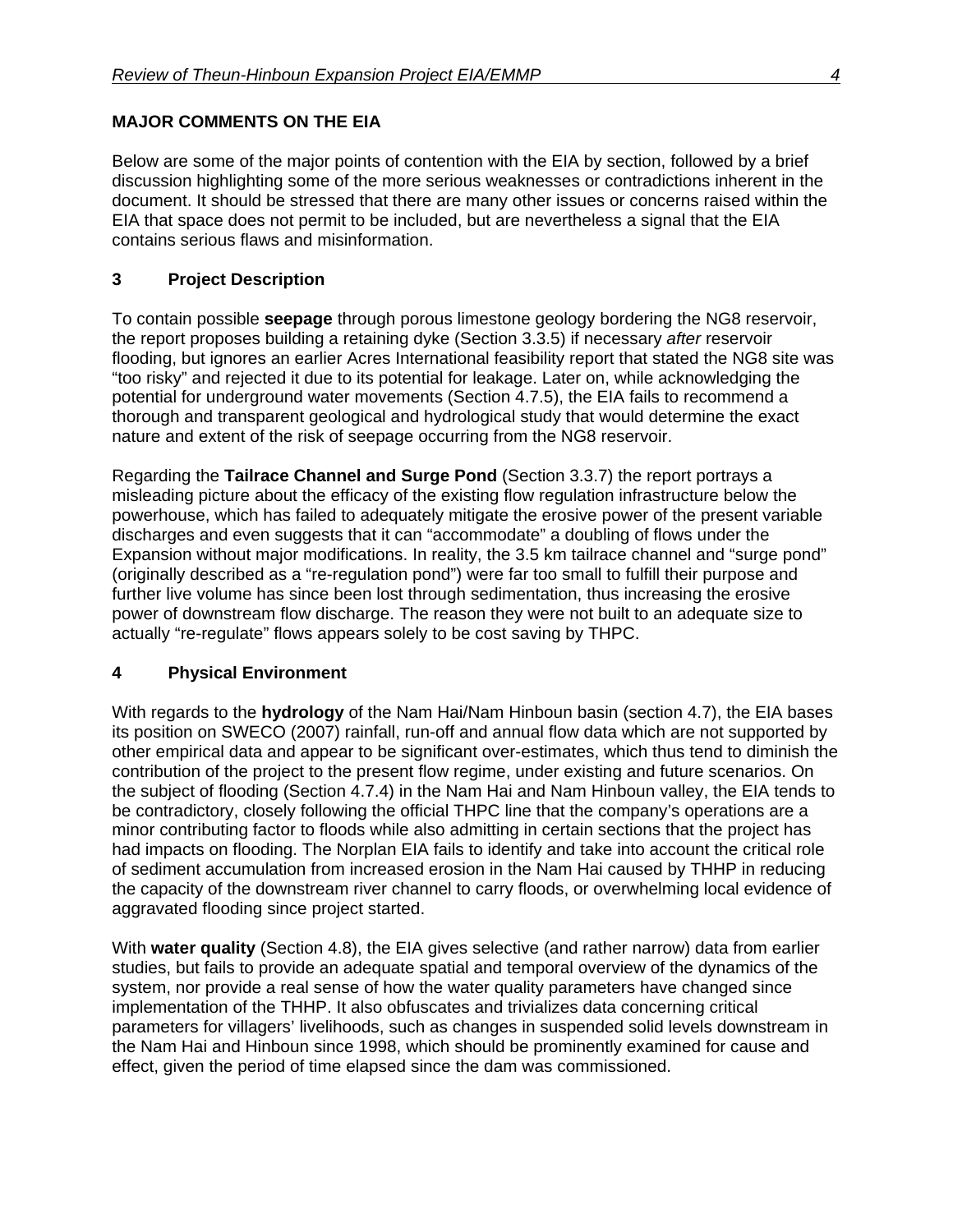## MAJOR COMMENTS ON THE EIA

Below are some of the major points of contention with the EIA by section, followed by a brief discussion highlighting some of the more serious weaknesses or contradictions inherent in the document. It should be stressed that there are many other issues or concerns raised within the EIA that space does not permit to be included, but are nevertheless a signal that the EIA contains serious flaws and misinformation.

### 3 Project Description

To contain possible **seepage** through porous limestone geology bordering the NG8 reservoir, the report proposes building a retaining dyke (Section 3.3.5) if necessary *after* reservoir flooding, but ignores an earlier Acres International feasibility report that stated the NG8 site was "too risky" and rejected it due to its potential for leakage. Later on, while acknowledging the potential for underground water movements (Section 4.7.5), the EIA fails to recommend a thorough and transparent geological and hydrological study that would determine the exact nature and extent of the risk of seepage occurring from the NG8 reservoir.

Regarding the **Tailrace Channel and Surge Pond** (Section 3.3.7) the report portrays a misleading picture about the efficacy of the existing flow regulation infrastructure below the powerhouse, which has failed to adequately mitigate the erosive power of the present variable discharges and even suggests that it can "accommodate" a doubling of flows under the Expansion without major modifications. In reality, the 3.5 km tailrace channel and "surge pond" (originally described as a "re-regulation pond") were far too small to fulfill their purpose and further live volume has since been lost through sedimentation, thus increasing the erosive power of downstream flow discharge. The reason they were not built to an adequate size to actually "re-regulate" flows appears solely to be cost saving by THPC.

### 4 Physical Environment

With regards to the **hydrology** of the Nam Hai/Nam Hinboun basin (section 4.7), the EIA bases its position on SWECO (2007) rainfall, run-off and annual flow data which are not supported by other empirical data and appear to be significant over-estimates, which thus tend to diminish the contribution of the project to the present flow regime, under existing and future scenarios. On the subject of flooding (Section 4.7.4) in the Nam Hai and Nam Hinboun valley, the EIA tends to be contradictory, closely following the official THPC line that the company's operations are a minor contributing factor to floods while also admitting in certain sections that the project has had impacts on flooding. The Norplan EIA fails to identify and take into account the critical role of sediment accumulation from increased erosion in the Nam Hai caused by THHP in reducing the capacity of the downstream river channel to carry floods, or overwhelming local evidence of aggravated flooding since project started.

With **water quality** (Section 4.8), the EIA gives selective (and rather narrow) data from earlier studies, but fails to provide an adequate spatial and temporal overview of the dynamics of the system, nor provide a real sense of how the water quality parameters have changed since implementation of the THHP. It also obfuscates and trivializes data concerning critical parameters for villagers' livelihoods, such as changes in suspended solid levels downstream in the Nam Hai and Hinboun since 1998, which should be prominently examined for cause and effect, given the period of time elapsed since the dam was commissioned.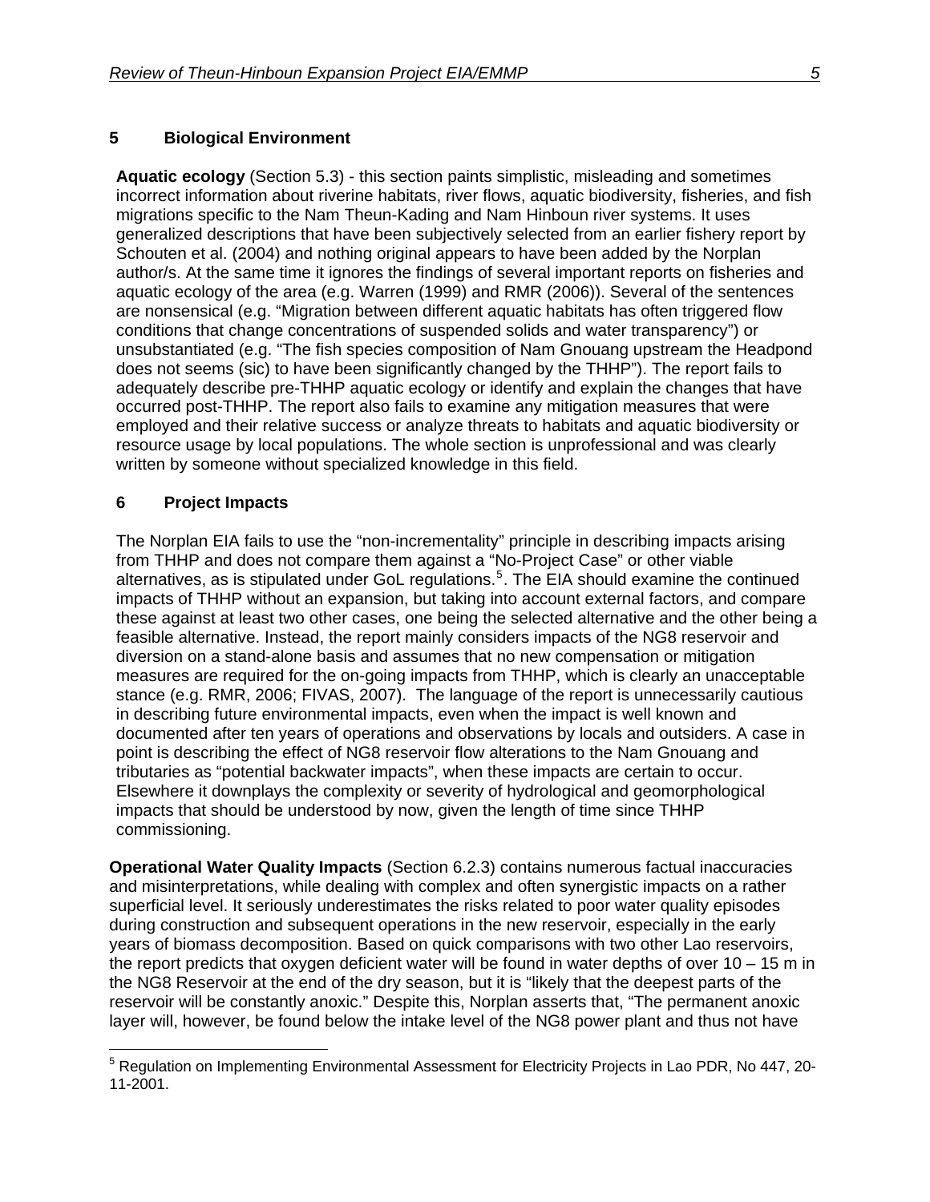## 5 Biological Environment

**Aquatic ecology** (Section 5.3) - this section paints simplistic, misleading and sometimes incorrect information about riverine habitats, river flows, aquatic biodiversity, fisheries, and fish migrations specific to the Nam Theun-Kading and Nam Hinboun river systems. It uses generalized descriptions that have been subjectively selected from an earlier fishery report by Schouten et al. (2004) and nothing original appears to have been added by the Norplan author/s. At the same time it ignores the findings of several important reports on fisheries and aquatic ecology of the area (e.g. Warren (1999) and RMR (2006)). Several of the sentences are nonsensical (e.g. "Migration between different aquatic habitats has often triggered flow conditions that change concentrations of suspended solids and water transparency") or unsubstantiated (e.g. "The fish species composition of Nam Gnouang upstream the Headpond does not seems (sic) to have been significantly changed by the THHP"). The report fails to adequately describe pre-THHP aquatic ecology or identify and explain the changes that have occurred post-THHP. The report also fails to examine any mitigation measures that were employed and their relative success or analyze threats to habitats and aquatic biodiversity or resource usage by local populations. The whole section is unprofessional and was clearly written by someone without specialized knowledge in this field.

## 6 Project Impacts

The Norplan EIA fails to use the "non-incrementality" principle in describing impacts arising from THHP and does not compare them against a "No-Project Case" or other viable alternatives, as is stipulated under GoL regulations.[5]. The EIA should examine the continued impacts of THHP without an expansion, but taking into account external factors, and compare these against at least two other cases, one being the selected alternative and the other being a feasible alternative. Instead, the report mainly considers impacts of the NG8 reservoir and diversion on a stand-alone basis and assumes that no new compensation or mitigation measures are required for the on-going impacts from THHP, which is clearly an unacceptable stance (e.g. RMR, 2006; FIVAS, 2007). The language of the report is unnecessarily cautious in describing future environmental impacts, even when the impact is well known and documented after ten years of operations and observations by locals and outsiders. A case in point is describing the effect of NG8 reservoir flow alterations to the Nam Gnouang and tributaries as "potential backwater impacts", when these impacts are certain to occur. Elsewhere it downplays the complexity or severity of hydrological and geomorphological impacts that should be understood by now, given the length of time since THHP commissioning.

**Operational Water Quality Impacts** (Section 6.2.3) contains numerous factual inaccuracies and misinterpretations, while dealing with complex and often synergistic impacts on a rather superficial level. It seriously underestimates the risks related to poor water quality episodes during construction and subsequent operations in the new reservoir, especially in the early years of biomass decomposition. Based on quick comparisons with two other Lao reservoirs, the report predicts that oxygen deficient water will be found in water depths of over 10 – 15 m in the NG8 Reservoir at the end of the dry season, but it is "likely that the deepest parts of the reservoir will be constantly anoxic." Despite this, Norplan asserts that, "The permanent anoxic layer will, however, be found below the intake level of the NG8 power plant and thus not have

---

[5] Regulation on Implementing Environmental Assessment for Electricity Projects in Lao PDR, No 447, 20-11-2001.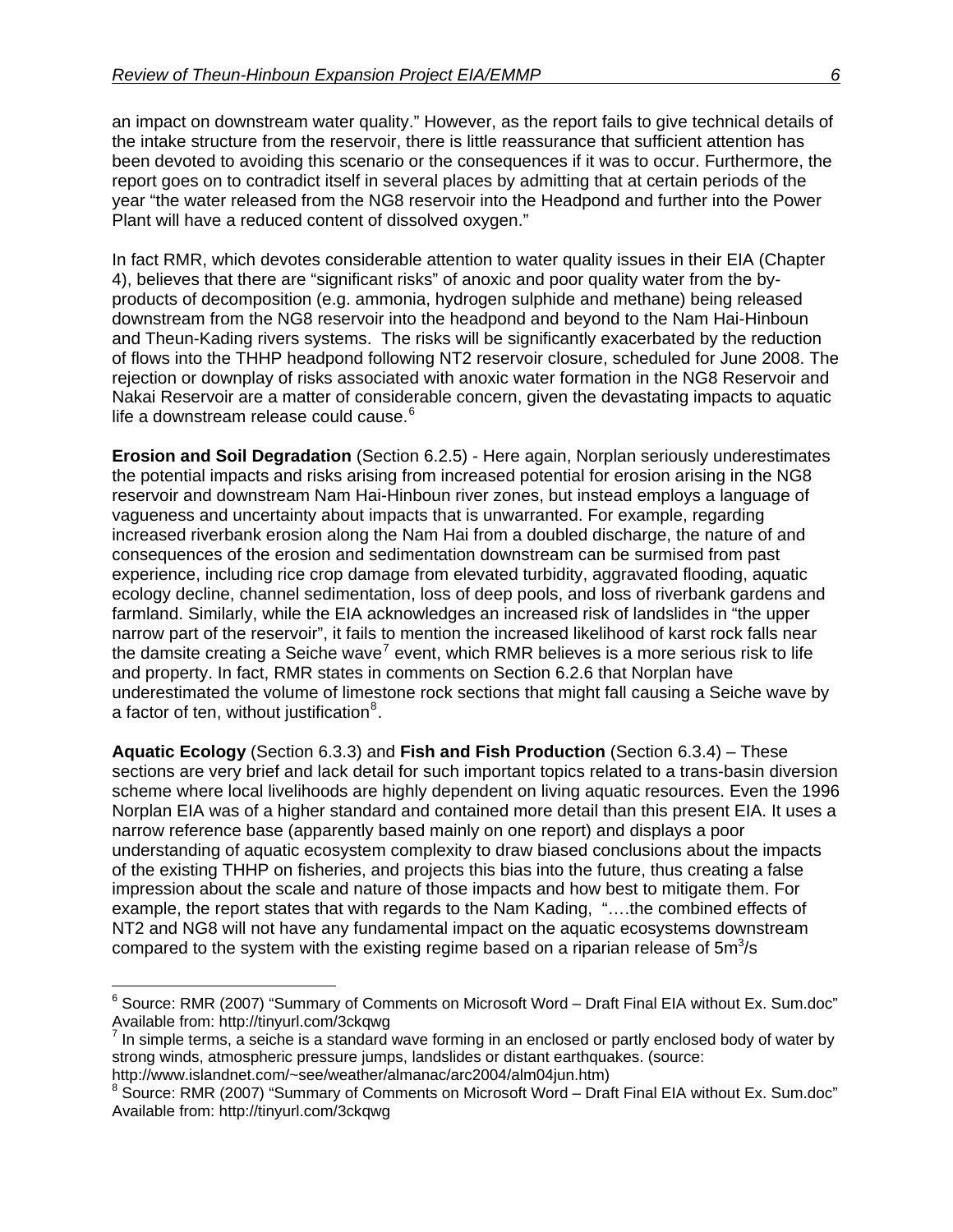an impact on downstream water quality." However, as the report fails to give technical details of the intake structure from the reservoir, there is little reassurance that sufficient attention has been devoted to avoiding this scenario or the consequences if it was to occur. Furthermore, the report goes on to contradict itself in several places by admitting that at certain periods of the year "the water released from the NG8 reservoir into the Headpond and further into the Power Plant will have a reduced content of dissolved oxygen."

In fact RMR, which devotes considerable attention to water quality issues in their EIA (Chapter 4), believes that there are "significant risks" of anoxic and poor quality water from the by-products of decomposition (e.g. ammonia, hydrogen sulphide and methane) being released downstream from the NG8 reservoir into the headpond and beyond to the Nam Hai-Hinboun and Theun-Kading rivers systems. The risks will be significantly exacerbated by the reduction of flows into the THHP headpond following NT2 reservoir closure, scheduled for June 2008. The rejection or downplay of risks associated with anoxic water formation in the NG8 Reservoir and Nakai Reservoir are a matter of considerable concern, given the devastating impacts to aquatic life a downstream release could cause.[6]

**Erosion and Soil Degradation** (Section 6.2.5) - Here again, Norplan seriously underestimates the potential impacts and risks arising from increased potential for erosion arising in the NG8 reservoir and downstream Nam Hai-Hinboun river zones, but instead employs a language of vagueness and uncertainty about impacts that is unwarranted. For example, regarding increased riverbank erosion along the Nam Hai from a doubled discharge, the nature of and consequences of the erosion and sedimentation downstream can be surmised from past experience, including rice crop damage from elevated turbidity, aggravated flooding, aquatic ecology decline, channel sedimentation, loss of deep pools, and loss of riverbank gardens and farmland. Similarly, while the EIA acknowledges an increased risk of landslides in "the upper narrow part of the reservoir", it fails to mention the increased likelihood of karst rock falls near the damsite creating a Seiche wave[7] event, which RMR believes is a more serious risk to life and property. In fact, RMR states in comments on Section 6.2.6 that Norplan have underestimated the volume of limestone rock sections that might fall causing a Seiche wave by a factor of ten, without justification[8].

**Aquatic Ecology** (Section 6.3.3) and **Fish and Fish Production** (Section 6.3.4) – These sections are very brief and lack detail for such important topics related to a trans-basin diversion scheme where local livelihoods are highly dependent on living aquatic resources. Even the 1996 Norplan EIA was of a higher standard and contained more detail than this present EIA. It uses a narrow reference base (apparently based mainly on one report) and displays a poor understanding of aquatic ecosystem complexity to draw biased conclusions about the impacts of the existing THHP on fisheries, and projects this bias into the future, thus creating a false impression about the scale and nature of those impacts and how best to mitigate them. For example, the report states that with regards to the Nam Kading, "….the combined effects of NT2 and NG8 will not have any fundamental impact on the aquatic ecosystems downstream compared to the system with the existing regime based on a riparian release of $5m^3/s$

---

[6] Source: RMR (2007) "Summary of Comments on Microsoft Word – Draft Final EIA without Ex. Sum.doc" Available from: http://tinyurl.com/3ckqwg

[7] In simple terms, a seiche is a standard wave forming in an enclosed or partly enclosed body of water by strong winds, atmospheric pressure jumps, landslides or distant earthquakes. (source: http://www.islandnet.com/~see/weather/almanac/arc2004/alm04jun.htm)

[8] Source: RMR (2007) "Summary of Comments on Microsoft Word – Draft Final EIA without Ex. Sum.doc" Available from: http://tinyurl.com/3ckqwg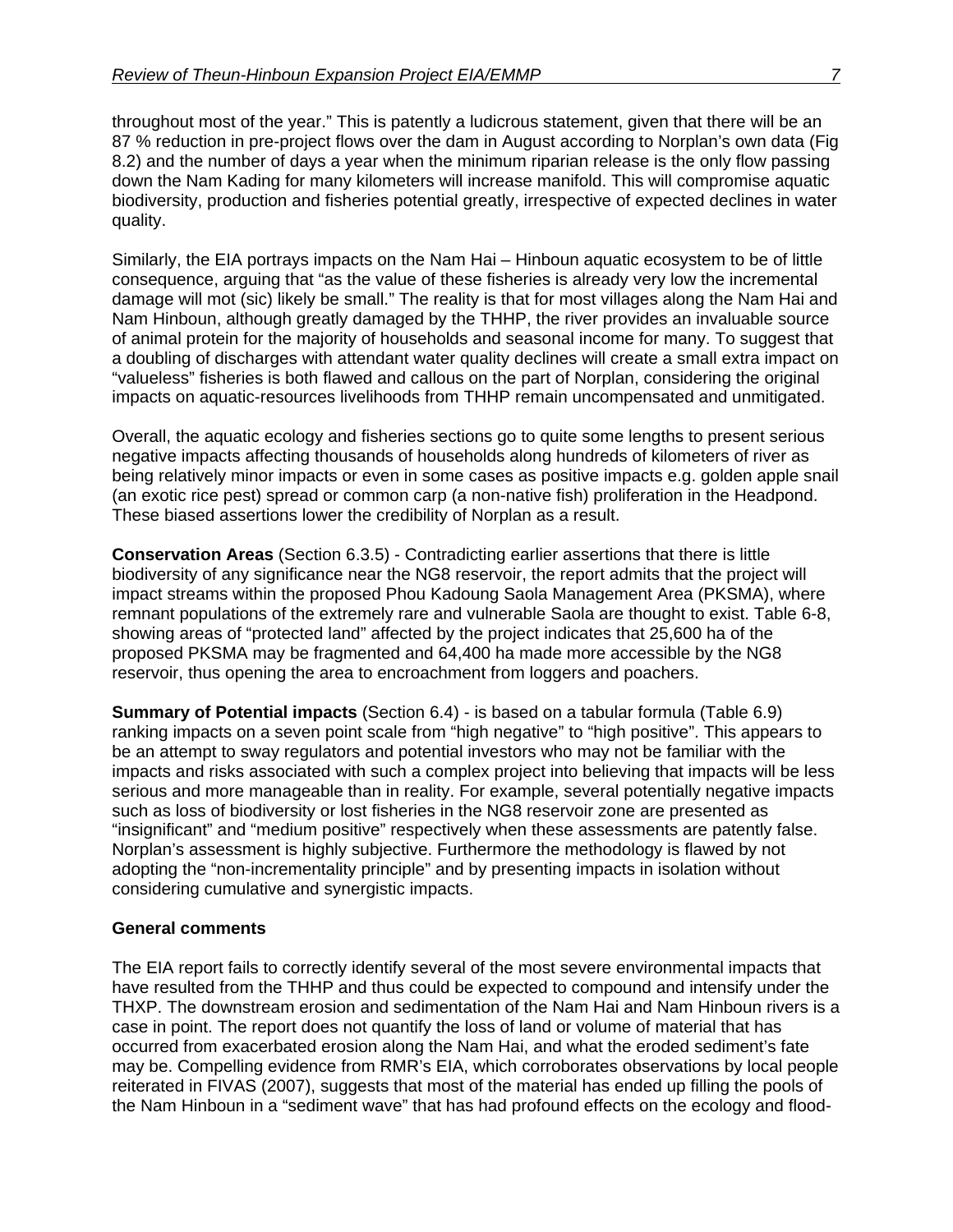throughout most of the year." This is patently a ludicrous statement, given that there will be an 87 % reduction in pre-project flows over the dam in August according to Norplan's own data (Fig 8.2) and the number of days a year when the minimum riparian release is the only flow passing down the Nam Kading for many kilometers will increase manifold. This will compromise aquatic biodiversity, production and fisheries potential greatly, irrespective of expected declines in water quality.

Similarly, the EIA portrays impacts on the Nam Hai – Hinboun aquatic ecosystem to be of little consequence, arguing that "as the value of these fisheries is already very low the incremental damage will mot (sic) likely be small." The reality is that for most villages along the Nam Hai and Nam Hinboun, although greatly damaged by the THHP, the river provides an invaluable source of animal protein for the majority of households and seasonal income for many. To suggest that a doubling of discharges with attendant water quality declines will create a small extra impact on "valueless" fisheries is both flawed and callous on the part of Norplan, considering the original impacts on aquatic-resources livelihoods from THHP remain uncompensated and unmitigated.

Overall, the aquatic ecology and fisheries sections go to quite some lengths to present serious negative impacts affecting thousands of households along hundreds of kilometers of river as being relatively minor impacts or even in some cases as positive impacts e.g. golden apple snail (an exotic rice pest) spread or common carp (a non-native fish) proliferation in the Headpond. These biased assertions lower the credibility of Norplan as a result.

**Conservation Areas** (Section 6.3.5) - Contradicting earlier assertions that there is little biodiversity of any significance near the NG8 reservoir, the report admits that the project will impact streams within the proposed Phou Kadoung Saola Management Area (PKSMA), where remnant populations of the extremely rare and vulnerable Saola are thought to exist. Table 6-8, showing areas of "protected land" affected by the project indicates that 25,600 ha of the proposed PKSMA may be fragmented and 64,400 ha made more accessible by the NG8 reservoir, thus opening the area to encroachment from loggers and poachers.

**Summary of Potential impacts** (Section 6.4) - is based on a tabular formula (Table 6.9) ranking impacts on a seven point scale from "high negative" to "high positive". This appears to be an attempt to sway regulators and potential investors who may not be familiar with the impacts and risks associated with such a complex project into believing that impacts will be less serious and more manageable than in reality. For example, several potentially negative impacts such as loss of biodiversity or lost fisheries in the NG8 reservoir zone are presented as "insignificant" and "medium positive" respectively when these assessments are patently false. Norplan's assessment is highly subjective. Furthermore the methodology is flawed by not adopting the "non-incrementality principle" and by presenting impacts in isolation without considering cumulative and synergistic impacts.

**General comments**

The EIA report fails to correctly identify several of the most severe environmental impacts that have resulted from the THHP and thus could be expected to compound and intensify under the THXP. The downstream erosion and sedimentation of the Nam Hai and Nam Hinboun rivers is a case in point. The report does not quantify the loss of land or volume of material that has occurred from exacerbated erosion along the Nam Hai, and what the eroded sediment's fate may be. Compelling evidence from RMR's EIA, which corroborates observations by local people reiterated in FIVAS (2007), suggests that most of the material has ended up filling the pools of the Nam Hinboun in a "sediment wave" that has had profound effects on the ecology and flood-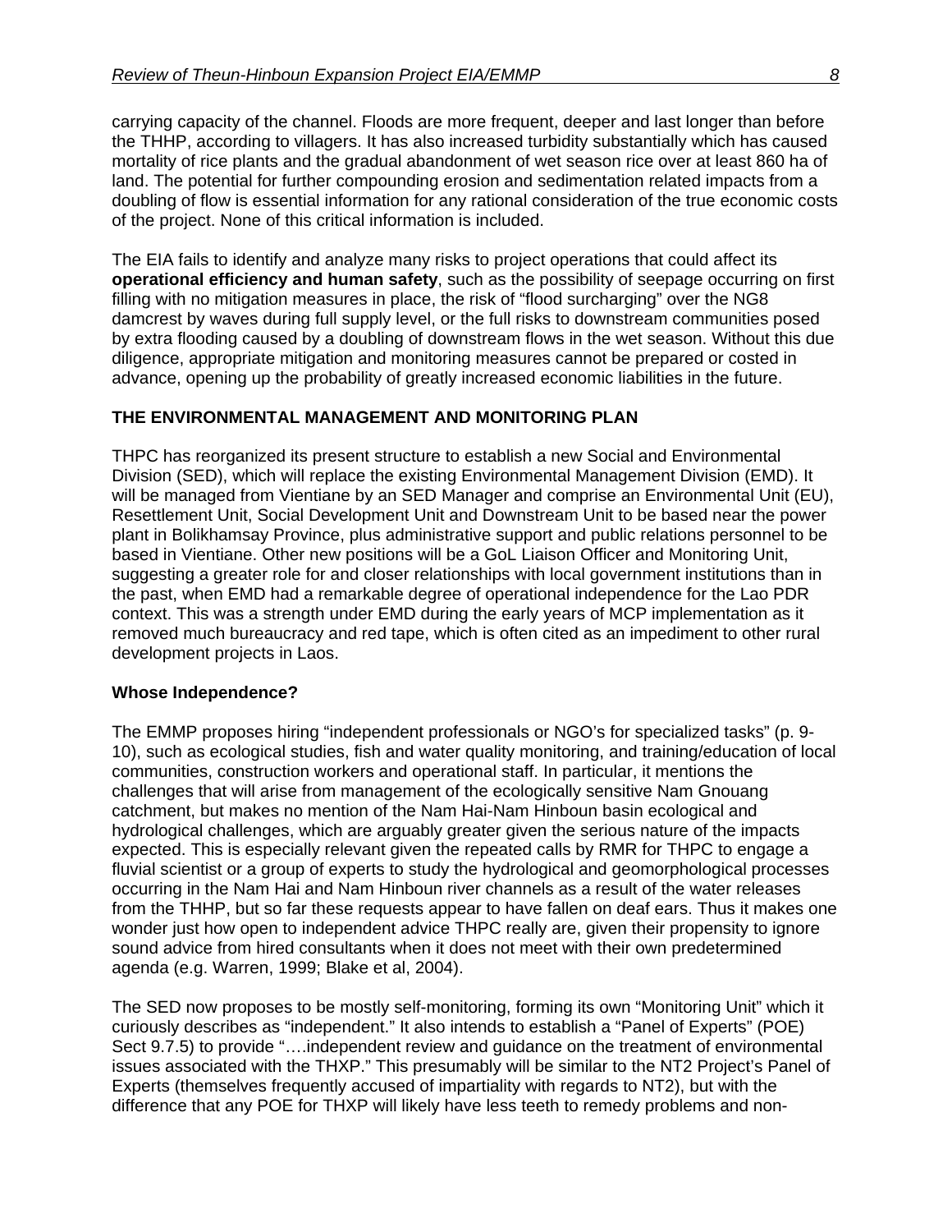carrying capacity of the channel. Floods are more frequent, deeper and last longer than before the THHP, according to villagers. It has also increased turbidity substantially which has caused mortality of rice plants and the gradual abandonment of wet season rice over at least 860 ha of land. The potential for further compounding erosion and sedimentation related impacts from a doubling of flow is essential information for any rational consideration of the true economic costs of the project. None of this critical information is included.

The EIA fails to identify and analyze many risks to project operations that could affect its **operational efficiency and human safety**, such as the possibility of seepage occurring on first filling with no mitigation measures in place, the risk of "flood surcharging" over the NG8 damcrest by waves during full supply level, or the full risks to downstream communities posed by extra flooding caused by a doubling of downstream flows in the wet season. Without this due diligence, appropriate mitigation and monitoring measures cannot be prepared or costed in advance, opening up the probability of greatly increased economic liabilities in the future.

## THE ENVIRONMENTAL MANAGEMENT AND MONITORING PLAN

THPC has reorganized its present structure to establish a new Social and Environmental Division (SED), which will replace the existing Environmental Management Division (EMD). It will be managed from Vientiane by an SED Manager and comprise an Environmental Unit (EU), Resettlement Unit, Social Development Unit and Downstream Unit to be based near the power plant in Bolikhamsay Province, plus administrative support and public relations personnel to be based in Vientiane. Other new positions will be a GoL Liaison Officer and Monitoring Unit, suggesting a greater role for and closer relationships with local government institutions than in the past, when EMD had a remarkable degree of operational independence for the Lao PDR context. This was a strength under EMD during the early years of MCP implementation as it removed much bureaucracy and red tape, which is often cited as an impediment to other rural development projects in Laos.

### Whose Independence?

The EMMP proposes hiring "independent professionals or NGO's for specialized tasks" (p. 9-10), such as ecological studies, fish and water quality monitoring, and training/education of local communities, construction workers and operational staff. In particular, it mentions the challenges that will arise from management of the ecologically sensitive Nam Gnouang catchment, but makes no mention of the Nam Hai-Nam Hinboun basin ecological and hydrological challenges, which are arguably greater given the serious nature of the impacts expected. This is especially relevant given the repeated calls by RMR for THPC to engage a fluvial scientist or a group of experts to study the hydrological and geomorphological processes occurring in the Nam Hai and Nam Hinboun river channels as a result of the water releases from the THHP, but so far these requests appear to have fallen on deaf ears. Thus it makes one wonder just how open to independent advice THPC really are, given their propensity to ignore sound advice from hired consultants when it does not meet with their own predetermined agenda (e.g. Warren, 1999; Blake et al, 2004).

The SED now proposes to be mostly self-monitoring, forming its own "Monitoring Unit" which it curiously describes as "independent." It also intends to establish a "Panel of Experts" (POE) Sect 9.7.5) to provide "….independent review and guidance on the treatment of environmental issues associated with the THXP." This presumably will be similar to the NT2 Project's Panel of Experts (themselves frequently accused of impartiality with regards to NT2), but with the difference that any POE for THXP will likely have less teeth to remedy problems and non-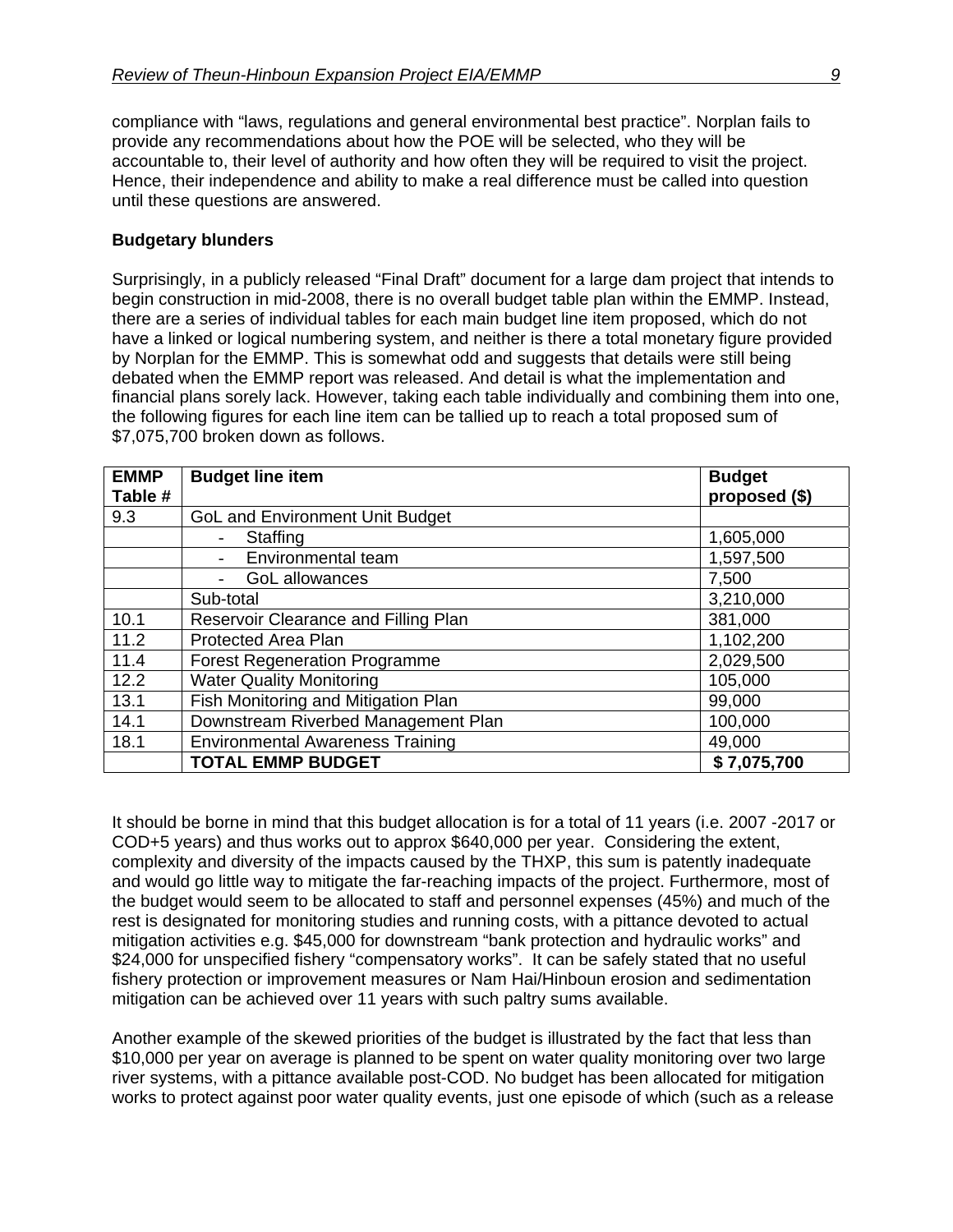compliance with “laws, regulations and general environmental best practice”. Norplan fails to provide any recommendations about how the POE will be selected, who they will be accountable to, their level of authority and how often they will be required to visit the project. Hence, their independence and ability to make a real difference must be called into question until these questions are answered.

**Budgetary blunders**

Surprisingly, in a publicly released “Final Draft” document for a large dam project that intends to begin construction in mid-2008, there is no overall budget table plan within the EMMP. Instead, there are a series of individual tables for each main budget line item proposed, which do not have a linked or logical numbering system, and neither is there a total monetary figure provided by Norplan for the EMMP. This is somewhat odd and suggests that details were still being debated when the EMMP report was released. And detail is what the implementation and financial plans sorely lack. However, taking each table individually and combining them into one, the following figures for each line item can be tallied up to reach a total proposed sum of $7,075,700 broken down as follows.

| EMMP Table # | Budget line item | Budget proposed ($) |
|---|---|---|
| 9.3 | GoL and Environment Unit Budget | |
| | - Staffing | 1,605,000 |
| | - Environmental team | 1,597,500 |
| | - GoL allowances | 7,500 |
| | Sub-total | 3,210,000 |
| 10.1 | Reservoir Clearance and Filling Plan | 381,000 |
| 11.2 | Protected Area Plan | 1,102,200 |
| 11.4 | Forest Regeneration Programme | 2,029,500 |
| 12.2 | Water Quality Monitoring | 105,000 |
| 13.1 | Fish Monitoring and Mitigation Plan | 99,000 |
| 14.1 | Downstream Riverbed Management Plan | 100,000 |
| 18.1 | Environmental Awareness Training | 49,000 |
| | **TOTAL EMMP BUDGET** | **$ 7,075,700** |

It should be borne in mind that this budget allocation is for a total of 11 years (i.e. 2007 -2017 or COD+5 years) and thus works out to approx $640,000 per year. Considering the extent, complexity and diversity of the impacts caused by the THXP, this sum is patently inadequate and would go little way to mitigate the far-reaching impacts of the project. Furthermore, most of the budget would seem to be allocated to staff and personnel expenses (45%) and much of the rest is designated for monitoring studies and running costs, with a pittance devoted to actual mitigation activities e.g. $45,000 for downstream “bank protection and hydraulic works” and $24,000 for unspecified fishery “compensatory works”. It can be safely stated that no useful fishery protection or improvement measures or Nam Hai/Hinboun erosion and sedimentation mitigation can be achieved over 11 years with such paltry sums available.

Another example of the skewed priorities of the budget is illustrated by the fact that less than $10,000 per year on average is planned to be spent on water quality monitoring over two large river systems, with a pittance available post-COD. No budget has been allocated for mitigation works to protect against poor water quality events, just one episode of which (such as a release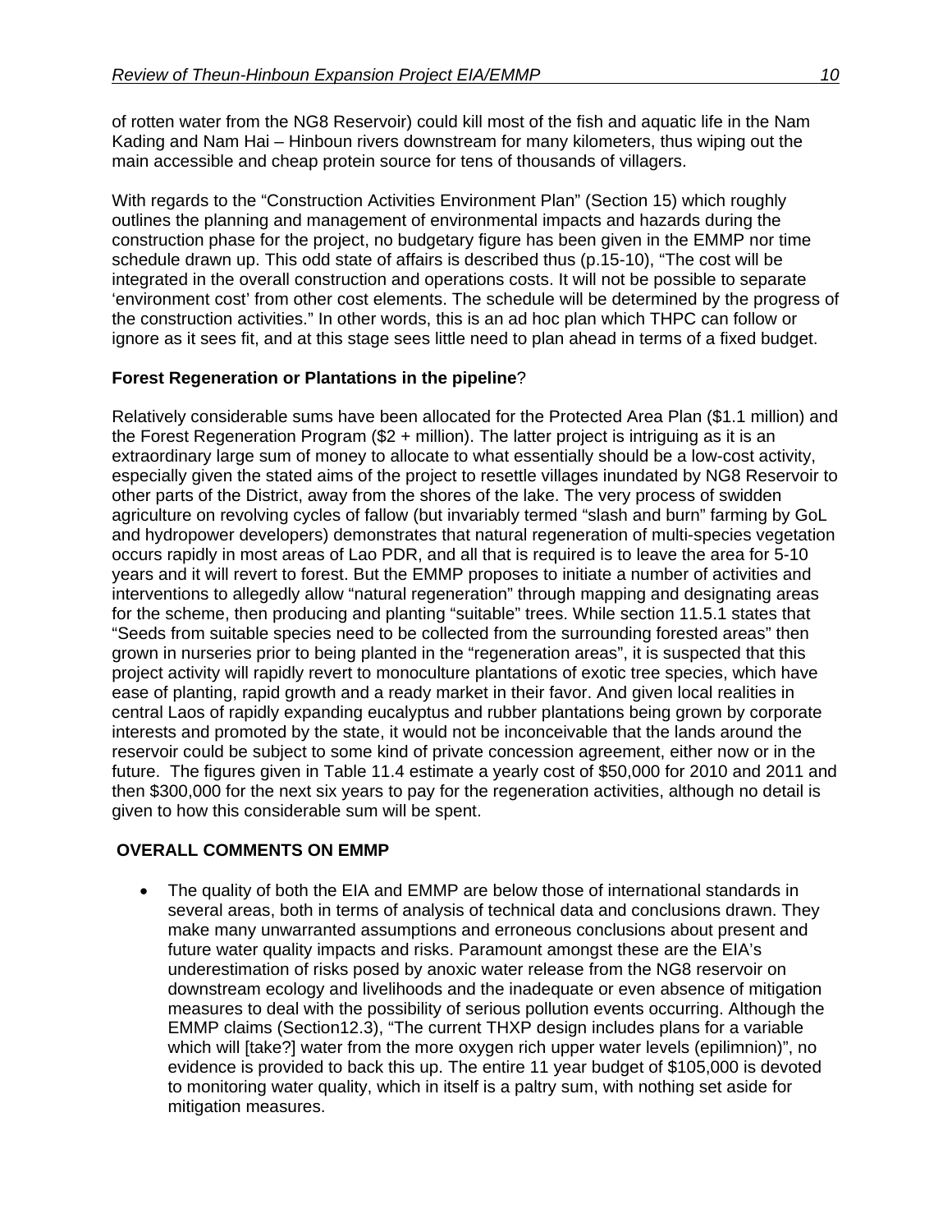of rotten water from the NG8 Reservoir) could kill most of the fish and aquatic life in the Nam Kading and Nam Hai – Hinboun rivers downstream for many kilometers, thus wiping out the main accessible and cheap protein source for tens of thousands of villagers.

With regards to the "Construction Activities Environment Plan" (Section 15) which roughly outlines the planning and management of environmental impacts and hazards during the construction phase for the project, no budgetary figure has been given in the EMMP nor time schedule drawn up. This odd state of affairs is described thus (p.15-10), "The cost will be integrated in the overall construction and operations costs. It will not be possible to separate 'environment cost' from other cost elements. The schedule will be determined by the progress of the construction activities." In other words, this is an ad hoc plan which THPC can follow or ignore as it sees fit, and at this stage sees little need to plan ahead in terms of a fixed budget.

**Forest Regeneration or Plantations in the pipeline**?

Relatively considerable sums have been allocated for the Protected Area Plan ($1.1 million) and the Forest Regeneration Program ($2 + million). The latter project is intriguing as it is an extraordinary large sum of money to allocate to what essentially should be a low-cost activity, especially given the stated aims of the project to resettle villages inundated by NG8 Reservoir to other parts of the District, away from the shores of the lake. The very process of swidden agriculture on revolving cycles of fallow (but invariably termed "slash and burn" farming by GoL and hydropower developers) demonstrates that natural regeneration of multi-species vegetation occurs rapidly in most areas of Lao PDR, and all that is required is to leave the area for 5-10 years and it will revert to forest. But the EMMP proposes to initiate a number of activities and interventions to allegedly allow "natural regeneration" through mapping and designating areas for the scheme, then producing and planting "suitable" trees. While section 11.5.1 states that "Seeds from suitable species need to be collected from the surrounding forested areas" then grown in nurseries prior to being planted in the "regeneration areas", it is suspected that this project activity will rapidly revert to monoculture plantations of exotic tree species, which have ease of planting, rapid growth and a ready market in their favor. And given local realities in central Laos of rapidly expanding eucalyptus and rubber plantations being grown by corporate interests and promoted by the state, it would not be inconceivable that the lands around the reservoir could be subject to some kind of private concession agreement, either now or in the future. The figures given in Table 11.4 estimate a yearly cost of $50,000 for 2010 and 2011 and then $300,000 for the next six years to pay for the regeneration activities, although no detail is given to how this considerable sum will be spent.

**OVERALL COMMENTS ON EMMP**

- The quality of both the EIA and EMMP are below those of international standards in several areas, both in terms of analysis of technical data and conclusions drawn. They make many unwarranted assumptions and erroneous conclusions about present and future water quality impacts and risks. Paramount amongst these are the EIA's underestimation of risks posed by anoxic water release from the NG8 reservoir on downstream ecology and livelihoods and the inadequate or even absence of mitigation measures to deal with the possibility of serious pollution events occurring. Although the EMMP claims (Section12.3), "The current THXP design includes plans for a variable which will [take?] water from the more oxygen rich upper water levels (epilimnion)", no evidence is provided to back this up. The entire 11 year budget of $105,000 is devoted to monitoring water quality, which in itself is a paltry sum, with nothing set aside for mitigation measures.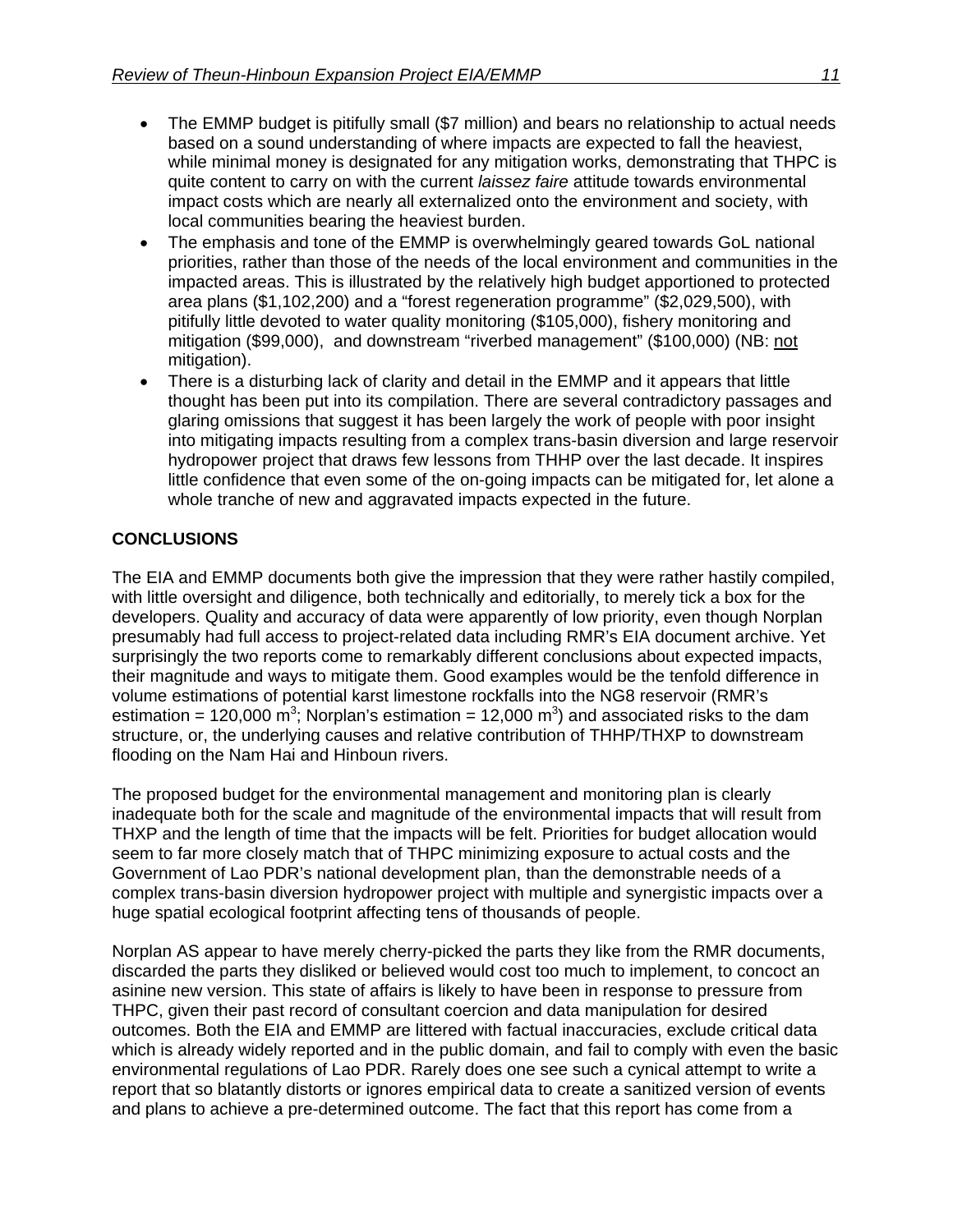- The EMMP budget is pitifully small ($7 million) and bears no relationship to actual needs based on a sound understanding of where impacts are expected to fall the heaviest, while minimal money is designated for any mitigation works, demonstrating that THPC is quite content to carry on with the current *laissez faire* attitude towards environmental impact costs which are nearly all externalized onto the environment and society, with local communities bearing the heaviest burden.
- The emphasis and tone of the EMMP is overwhelmingly geared towards GoL national priorities, rather than those of the needs of the local environment and communities in the impacted areas. This is illustrated by the relatively high budget apportioned to protected area plans ($1,102,200) and a "forest regeneration programme" ($2,029,500), with pitifully little devoted to water quality monitoring ($105,000), fishery monitoring and mitigation ($99,000), and downstream "riverbed management" ($100,000) (NB: <u>not</u> mitigation).
- There is a disturbing lack of clarity and detail in the EMMP and it appears that little thought has been put into its compilation. There are several contradictory passages and glaring omissions that suggest it has been largely the work of people with poor insight into mitigating impacts resulting from a complex trans-basin diversion and large reservoir hydropower project that draws few lessons from THHP over the last decade. It inspires little confidence that even some of the on-going impacts can be mitigated for, let alone a whole tranche of new and aggravated impacts expected in the future.

**CONCLUSIONS**

The EIA and EMMP documents both give the impression that they were rather hastily compiled, with little oversight and diligence, both technically and editorially, to merely tick a box for the developers. Quality and accuracy of data were apparently of low priority, even though Norplan presumably had full access to project-related data including RMR's EIA document archive. Yet surprisingly the two reports come to remarkably different conclusions about expected impacts, their magnitude and ways to mitigate them. Good examples would be the tenfold difference in volume estimations of potential karst limestone rockfalls into the NG8 reservoir (RMR's estimation = 120,000 $m^3$; Norplan's estimation = 12,000 $m^3$) and associated risks to the dam structure, or, the underlying causes and relative contribution of THHP/THXP to downstream flooding on the Nam Hai and Hinboun rivers.

The proposed budget for the environmental management and monitoring plan is clearly inadequate both for the scale and magnitude of the environmental impacts that will result from THXP and the length of time that the impacts will be felt. Priorities for budget allocation would seem to far more closely match that of THPC minimizing exposure to actual costs and the Government of Lao PDR's national development plan, than the demonstrable needs of a complex trans-basin diversion hydropower project with multiple and synergistic impacts over a huge spatial ecological footprint affecting tens of thousands of people.

Norplan AS appear to have merely cherry-picked the parts they like from the RMR documents, discarded the parts they disliked or believed would cost too much to implement, to concoct an asinine new version. This state of affairs is likely to have been in response to pressure from THPC, given their past record of consultant coercion and data manipulation for desired outcomes. Both the EIA and EMMP are littered with factual inaccuracies, exclude critical data which is already widely reported and in the public domain, and fail to comply with even the basic environmental regulations of Lao PDR. Rarely does one see such a cynical attempt to write a report that so blatantly distorts or ignores empirical data to create a sanitized version of events and plans to achieve a pre-determined outcome. The fact that this report has come from a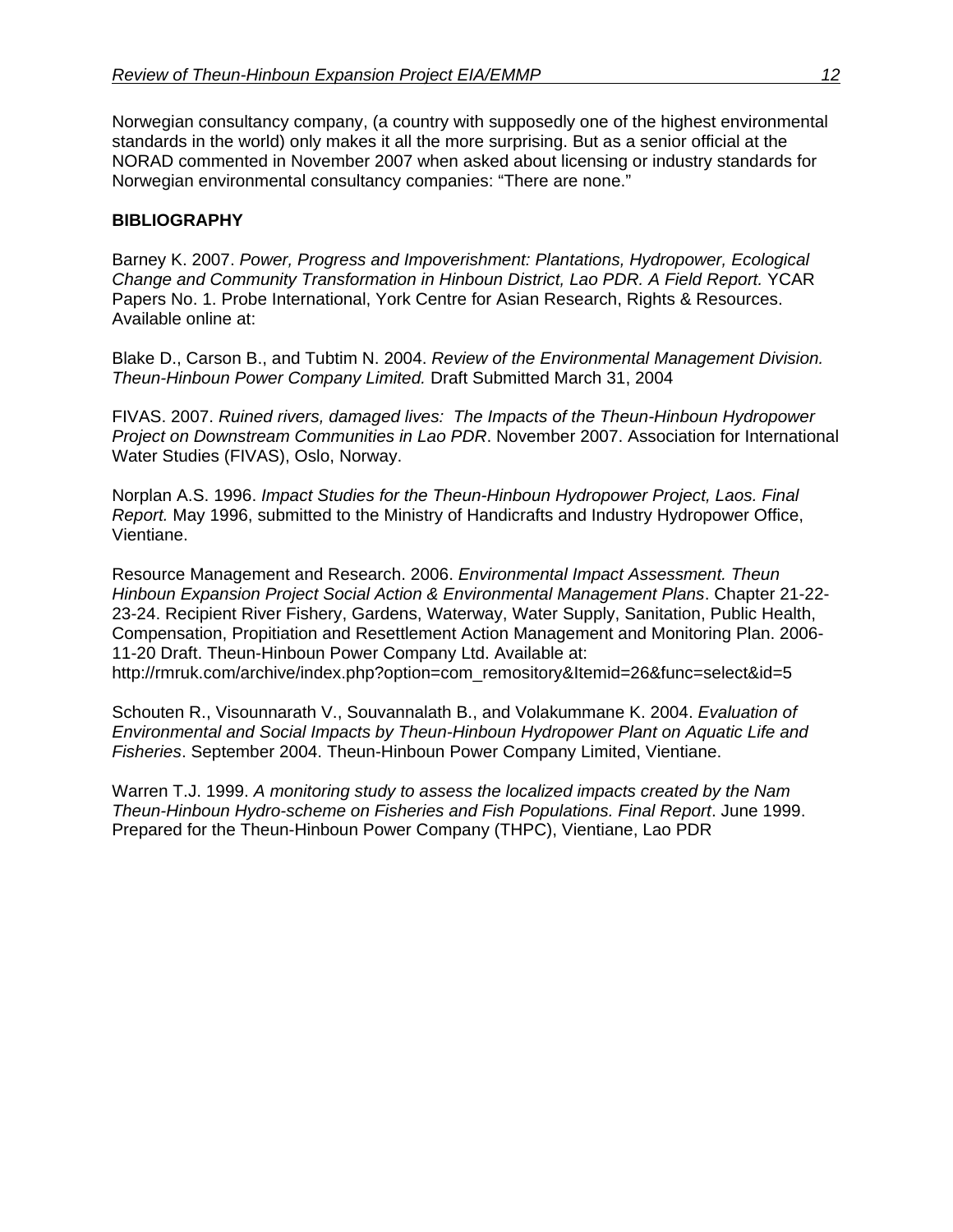Norwegian consultancy company, (a country with supposedly one of the highest environmental standards in the world) only makes it all the more surprising. But as a senior official at the NORAD commented in November 2007 when asked about licensing or industry standards for Norwegian environmental consultancy companies: "There are none."

**BIBLIOGRAPHY**

Barney K. 2007. *Power, Progress and Impoverishment: Plantations, Hydropower, Ecological Change and Community Transformation in Hinboun District, Lao PDR. A Field Report.* YCAR Papers No. 1. Probe International, York Centre for Asian Research, Rights & Resources. Available online at:

Blake D., Carson B., and Tubtim N. 2004. *Review of the Environmental Management Division. Theun-Hinboun Power Company Limited.* Draft Submitted March 31, 2004

FIVAS. 2007. *Ruined rivers, damaged lives: The Impacts of the Theun-Hinboun Hydropower Project on Downstream Communities in Lao PDR*. November 2007. Association for International Water Studies (FIVAS), Oslo, Norway.

Norplan A.S. 1996. *Impact Studies for the Theun-Hinboun Hydropower Project, Laos. Final Report.* May 1996, submitted to the Ministry of Handicrafts and Industry Hydropower Office, Vientiane.

Resource Management and Research. 2006. *Environmental Impact Assessment. Theun Hinboun Expansion Project Social Action & Environmental Management Plans*. Chapter 21-22-23-24. Recipient River Fishery, Gardens, Waterway, Water Supply, Sanitation, Public Health, Compensation, Propitiation and Resettlement Action Management and Monitoring Plan. 2006-11-20 Draft. Theun-Hinboun Power Company Ltd. Available at: http://rmruk.com/archive/index.php?option=com_remository&Itemid=26&func=select&id=5

Schouten R., Visounnarath V., Souvannalath B., and Volakummane K. 2004. *Evaluation of Environmental and Social Impacts by Theun-Hinboun Hydropower Plant on Aquatic Life and Fisheries*. September 2004. Theun-Hinboun Power Company Limited, Vientiane.

Warren T.J. 1999. *A monitoring study to assess the localized impacts created by the Nam Theun-Hinboun Hydro-scheme on Fisheries and Fish Populations. Final Report*. June 1999. Prepared for the Theun-Hinboun Power Company (THPC), Vientiane, Lao PDR